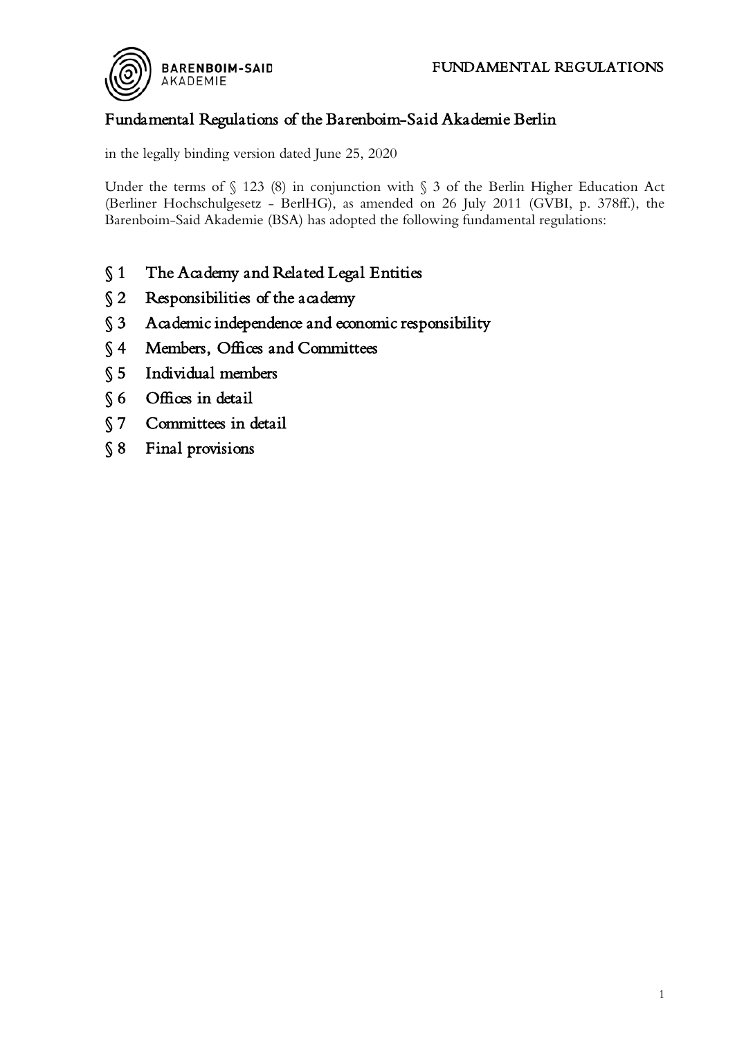# Fundamental Regulations of the Barenboim-Said Akademie Berlin

in the legally binding version dated June 25, 2020

Under the terms of § 123 (8) in conjunction with § 3 of the Berlin Higher Education Act (Berliner Hochschulgesetz - BerlHG), as amended on 26 July 2011 (GVBI, p. 378ff.), the Barenboim-Said Akademie (BSA) has adopted the following fundamental regulations:

- § 1 The Academy and Related Legal Entities
- § 2 Responsibilities of the academy
- § 3 Academic independence and economic responsibility
- § 4 Members, Offices and Committees
- § 5 Individual members
- § 6 Offices in detail
- § 7 Committees in detail
- § 8 Final provisions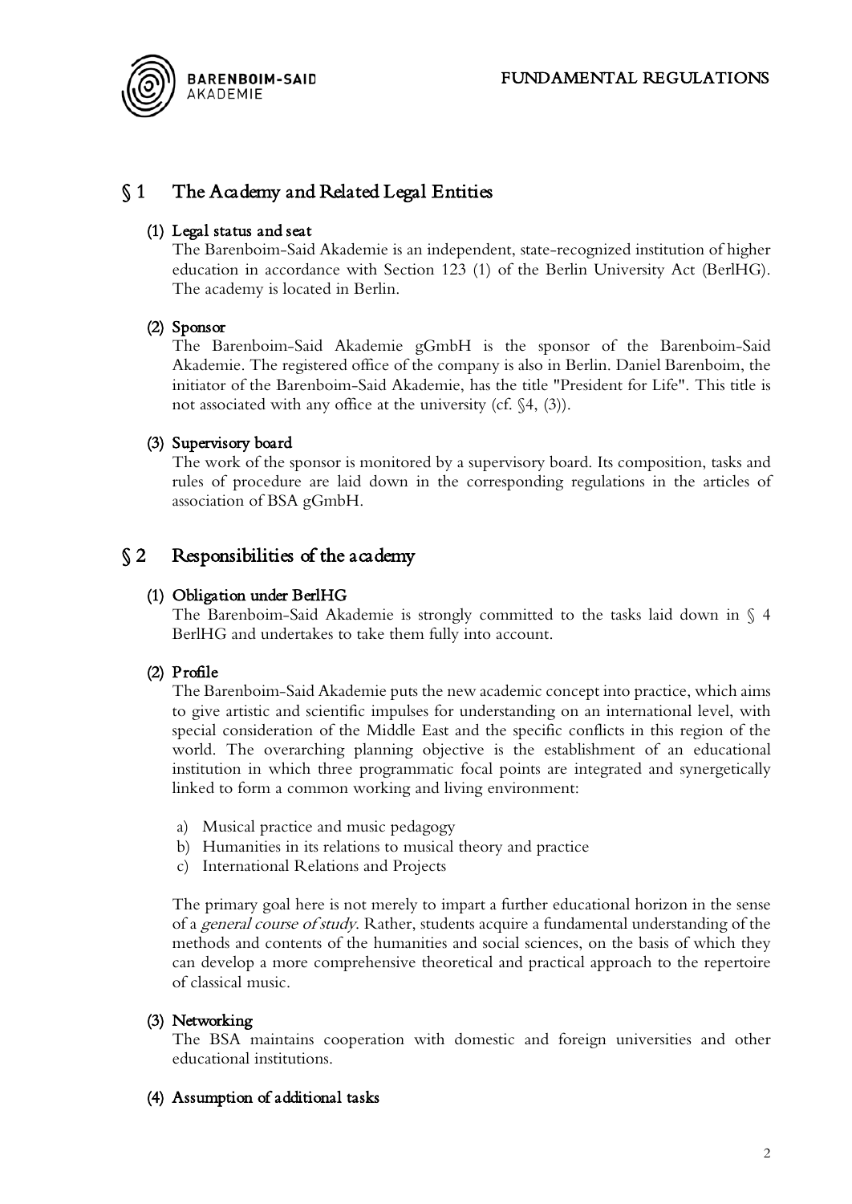## § 1 The Academy and Related Legal Entities

### (1) Legal status and seat

The Barenboim-Said Akademie is an independent, state-recognized institution of higher education in accordance with Section 123 (1) of the Berlin University Act (BerlHG). The academy is located in Berlin.

### (2) Sponsor

The Barenboim-Said Akademie gGmbH is the sponsor of the Barenboim-Said Akademie. The registered office of the company is also in Berlin. Daniel Barenboim, the initiator of the Barenboim-Said Akademie, has the title "President for Life". This title is not associated with any office at the university (cf. §4, (3)).

### (3) Supervisory board

The work of the sponsor is monitored by a supervisory board. Its composition, tasks and rules of procedure are laid down in the corresponding regulations in the articles of association of BSA gGmbH.

## § 2 Responsibilities of the academy

### (1) Obligation under BerlHG

The Barenboim-Said Akademie is strongly committed to the tasks laid down in § 4 BerlHG and undertakes to take them fully into account.

### (2) Profile

The Barenboim-Said Akademie puts the new academic concept into practice, which aims to give artistic and scientific impulses for understanding on an international level, with special consideration of the Middle East and the specific conflicts in this region of the world. The overarching planning objective is the establishment of an educational institution in which three programmatic focal points are integrated and synergetically linked to form a common working and living environment:

a) Musical practice and music pedagogy
b) Humanities in its relations to musical theory and practice
c) International Relations and Projects

The primary goal here is not merely to impart a further educational horizon in the sense of a *general course of study*. Rather, students acquire a fundamental understanding of the methods and contents of the humanities and social sciences, on the basis of which they can develop a more comprehensive theoretical and practical approach to the repertoire of classical music.

### (3) Networking

The BSA maintains cooperation with domestic and foreign universities and other educational institutions.

### (4) Assumption of additional tasks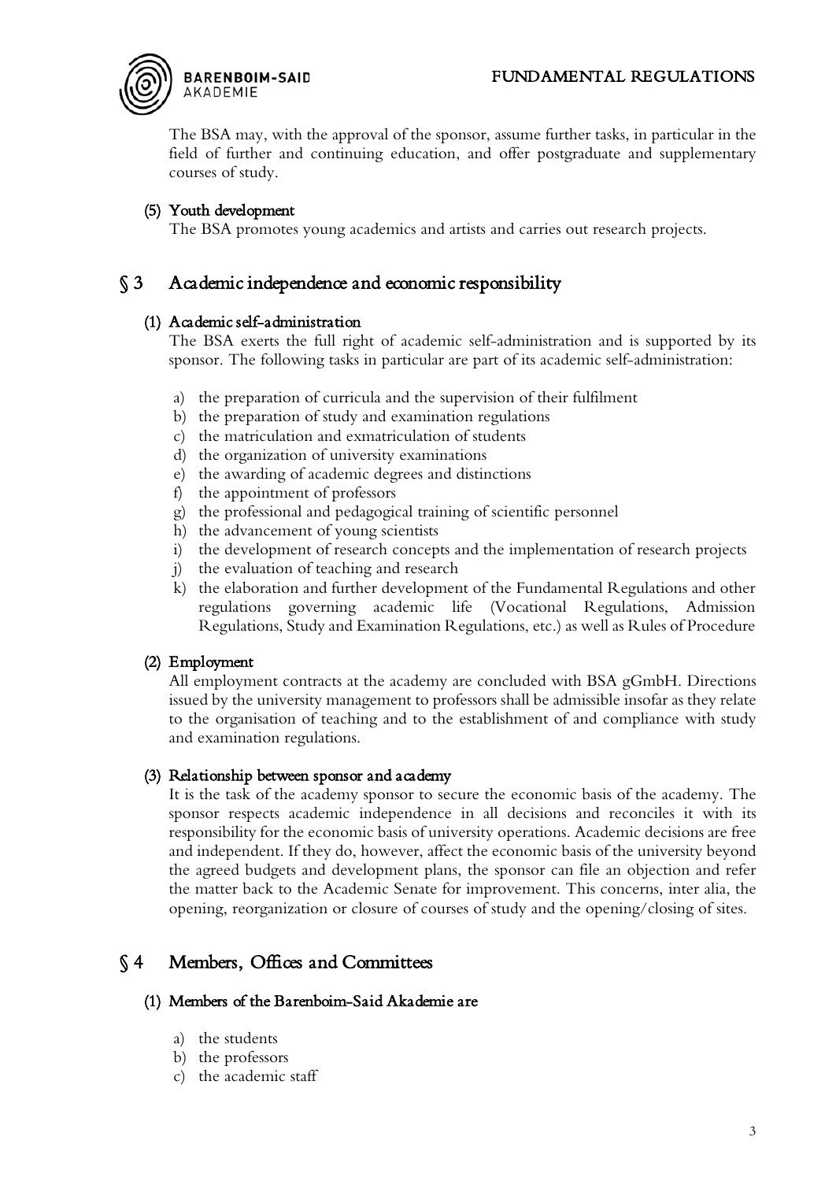The BSA may, with the approval of the sponsor, assume further tasks, in particular in the field of further and continuing education, and offer postgraduate and supplementary courses of study.

### (5) Youth development

The BSA promotes young academics and artists and carries out research projects.

## § 3 Academic independence and economic responsibility

### (1) Academic self-administration

The BSA exerts the full right of academic self-administration and is supported by its sponsor. The following tasks in particular are part of its academic self-administration:

a) the preparation of curricula and the supervision of their fulfilment
b) the preparation of study and examination regulations
c) the matriculation and exmatriculation of students
d) the organization of university examinations
e) the awarding of academic degrees and distinctions
f) the appointment of professors
g) the professional and pedagogical training of scientific personnel
h) the advancement of young scientists
i) the development of research concepts and the implementation of research projects
j) the evaluation of teaching and research
k) the elaboration and further development of the Fundamental Regulations and other regulations governing academic life (Vocational Regulations, Admission Regulations, Study and Examination Regulations, etc.) as well as Rules of Procedure

### (2) Employment

All employment contracts at the academy are concluded with BSA gGmbH. Directions issued by the university management to professors shall be admissible insofar as they relate to the organisation of teaching and to the establishment of and compliance with study and examination regulations.

### (3) Relationship between sponsor and academy

It is the task of the academy sponsor to secure the economic basis of the academy. The sponsor respects academic independence in all decisions and reconciles it with its responsibility for the economic basis of university operations. Academic decisions are free and independent. If they do, however, affect the economic basis of the university beyond the agreed budgets and development plans, the sponsor can file an objection and refer the matter back to the Academic Senate for improvement. This concerns, inter alia, the opening, reorganization or closure of courses of study and the opening/closing of sites.

## § 4 Members, Offices and Committees

### (1) Members of the Barenboim-Said Akademie are

a) the students
b) the professors
c) the academic staff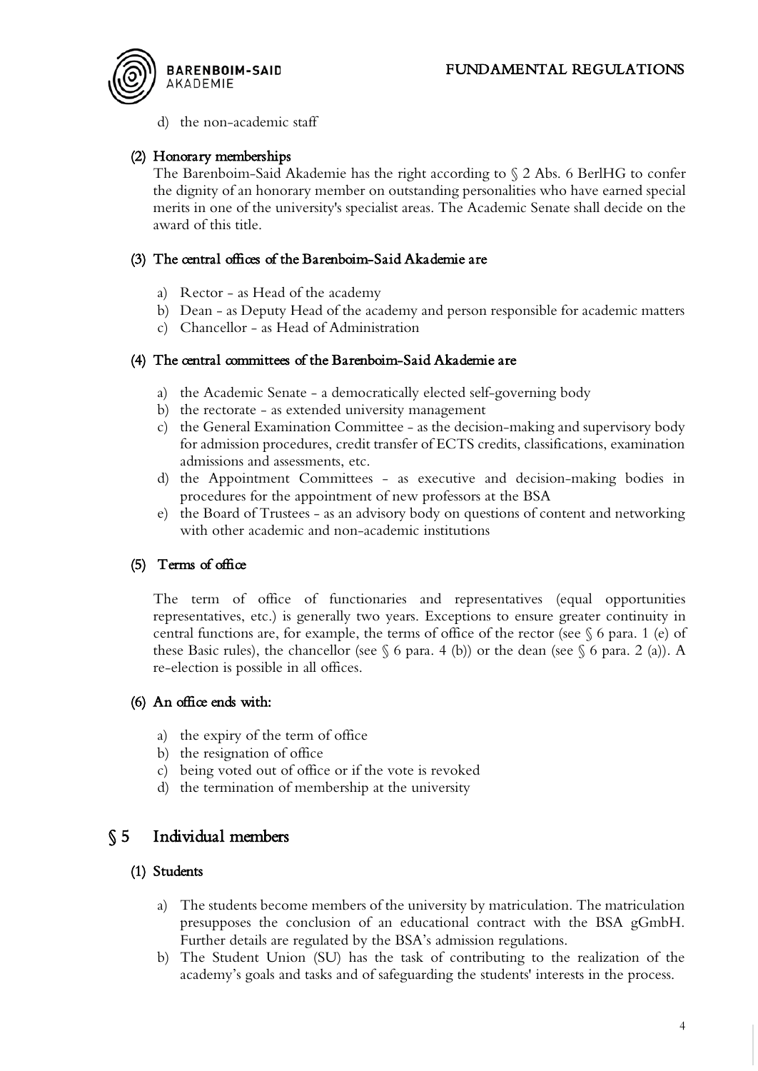d) the non-academic staff

### (2) Honorary memberships

The Barenboim-Said Akademie has the right according to § 2 Abs. 6 BerlHG to confer the dignity of an honorary member on outstanding personalities who have earned special merits in one of the university's specialist areas. The Academic Senate shall decide on the award of this title.

### (3) The central offices of the Barenboim-Said Akademie are

a) Rector - as Head of the academy
b) Dean - as Deputy Head of the academy and person responsible for academic matters
c) Chancellor - as Head of Administration

### (4) The central committees of the Barenboim-Said Akademie are

a) the Academic Senate - a democratically elected self-governing body
b) the rectorate - as extended university management
c) the General Examination Committee - as the decision-making and supervisory body for admission procedures, credit transfer of ECTS credits, classifications, examination admissions and assessments, etc.
d) the Appointment Committees - as executive and decision-making bodies in procedures for the appointment of new professors at the BSA
e) the Board of Trustees - as an advisory body on questions of content and networking with other academic and non-academic institutions

### (5) Terms of office

The term of office of functionaries and representatives (equal opportunities representatives, etc.) is generally two years. Exceptions to ensure greater continuity in central functions are, for example, the terms of office of the rector (see § 6 para. 1 (e) of these Basic rules), the chancellor (see § 6 para. 4 (b)) or the dean (see § 6 para. 2 (a)). A re-election is possible in all offices.

### (6) An office ends with:

a) the expiry of the term of office
b) the resignation of office
c) being voted out of office or if the vote is revoked
d) the termination of membership at the university

## § 5 Individual members

### (1) Students

a) The students become members of the university by matriculation. The matriculation presupposes the conclusion of an educational contract with the BSA gGmbH. Further details are regulated by the BSA's admission regulations.
b) The Student Union (SU) has the task of contributing to the realization of the academy's goals and tasks and of safeguarding the students' interests in the process.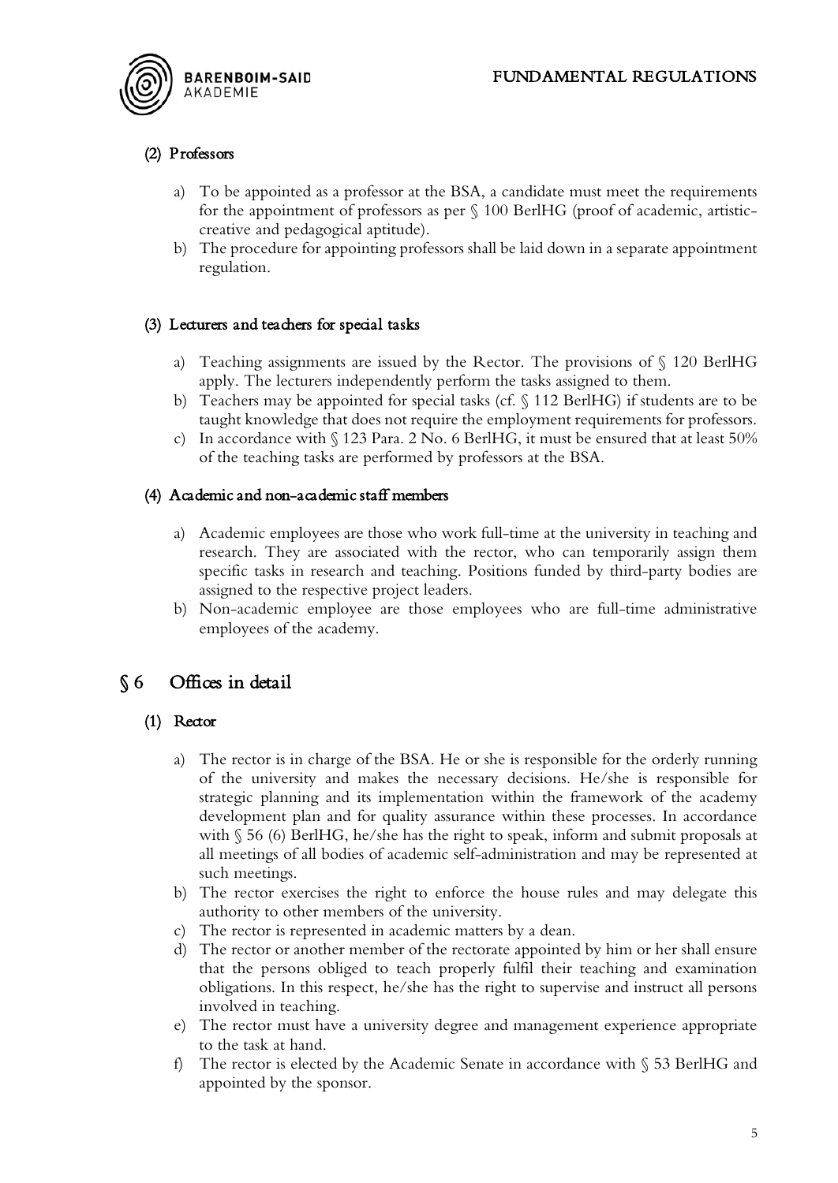### (2) Professors

a) To be appointed as a professor at the BSA, a candidate must meet the requirements for the appointment of professors as per § 100 BerlHG (proof of academic, artistic-creative and pedagogical aptitude).
b) The procedure for appointing professors shall be laid down in a separate appointment regulation.

### (3) Lecturers and teachers for special tasks

a) Teaching assignments are issued by the Rector. The provisions of § 120 BerlHG apply. The lecturers independently perform the tasks assigned to them.
b) Teachers may be appointed for special tasks (cf. § 112 BerlHG) if students are to be taught knowledge that does not require the employment requirements for professors.
c) In accordance with § 123 Para. 2 No. 6 BerlHG, it must be ensured that at least 50% of the teaching tasks are performed by professors at the BSA.

### (4) Academic and non-academic staff members

a) Academic employees are those who work full-time at the university in teaching and research. They are associated with the rector, who can temporarily assign them specific tasks in research and teaching. Positions funded by third-party bodies are assigned to the respective project leaders.
b) Non-academic employee are those employees who are full-time administrative employees of the academy.

## § 6 Offices in detail

### (1) Rector

a) The rector is in charge of the BSA. He or she is responsible for the orderly running of the university and makes the necessary decisions. He/she is responsible for strategic planning and its implementation within the framework of the academy development plan and for quality assurance within these processes. In accordance with § 56 (6) BerlHG, he/she has the right to speak, inform and submit proposals at all meetings of all bodies of academic self-administration and may be represented at such meetings.
b) The rector exercises the right to enforce the house rules and may delegate this authority to other members of the university.
c) The rector is represented in academic matters by a dean.
d) The rector or another member of the rectorate appointed by him or her shall ensure that the persons obliged to teach properly fulfil their teaching and examination obligations. In this respect, he/she has the right to supervise and instruct all persons involved in teaching.
e) The rector must have a university degree and management experience appropriate to the task at hand.
f) The rector is elected by the Academic Senate in accordance with § 53 BerlHG and appointed by the sponsor.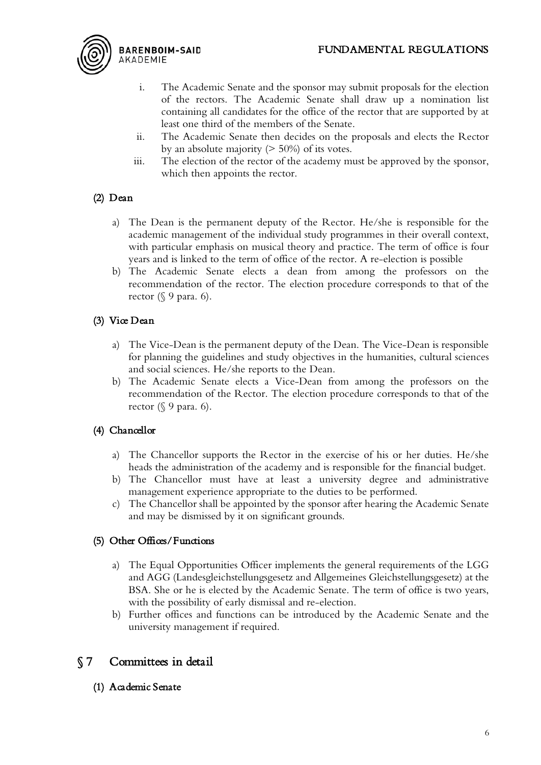i. The Academic Senate and the sponsor may submit proposals for the election of the rectors. The Academic Senate shall draw up a nomination list containing all candidates for the office of the rector that are supported by at least one third of the members of the Senate.
ii. The Academic Senate then decides on the proposals and elects the Rector by an absolute majority (> 50%) of its votes.
iii. The election of the rector of the academy must be approved by the sponsor, which then appoints the rector.

### (2) Dean

a) The Dean is the permanent deputy of the Rector. He/she is responsible for the academic management of the individual study programmes in their overall context, with particular emphasis on musical theory and practice. The term of office is four years and is linked to the term of office of the rector. A re-election is possible
b) The Academic Senate elects a dean from among the professors on the recommendation of the rector. The election procedure corresponds to that of the rector (§ 9 para. 6).

### (3) Vice Dean

a) The Vice-Dean is the permanent deputy of the Dean. The Vice-Dean is responsible for planning the guidelines and study objectives in the humanities, cultural sciences and social sciences. He/she reports to the Dean.
b) The Academic Senate elects a Vice-Dean from among the professors on the recommendation of the Rector. The election procedure corresponds to that of the rector (§ 9 para. 6).

### (4) Chancellor

a) The Chancellor supports the Rector in the exercise of his or her duties. He/she heads the administration of the academy and is responsible for the financial budget.
b) The Chancellor must have at least a university degree and administrative management experience appropriate to the duties to be performed.
c) The Chancellor shall be appointed by the sponsor after hearing the Academic Senate and may be dismissed by it on significant grounds.

### (5) Other Offices/Functions

a) The Equal Opportunities Officer implements the general requirements of the LGG and AGG (Landesgleichstellungsgesetz and Allgemeines Gleichstellungsgesetz) at the BSA. She or he is elected by the Academic Senate. The term of office is two years, with the possibility of early dismissal and re-election.
b) Further offices and functions can be introduced by the Academic Senate and the university management if required.

## § 7 Committees in detail

### (1) Academic Senate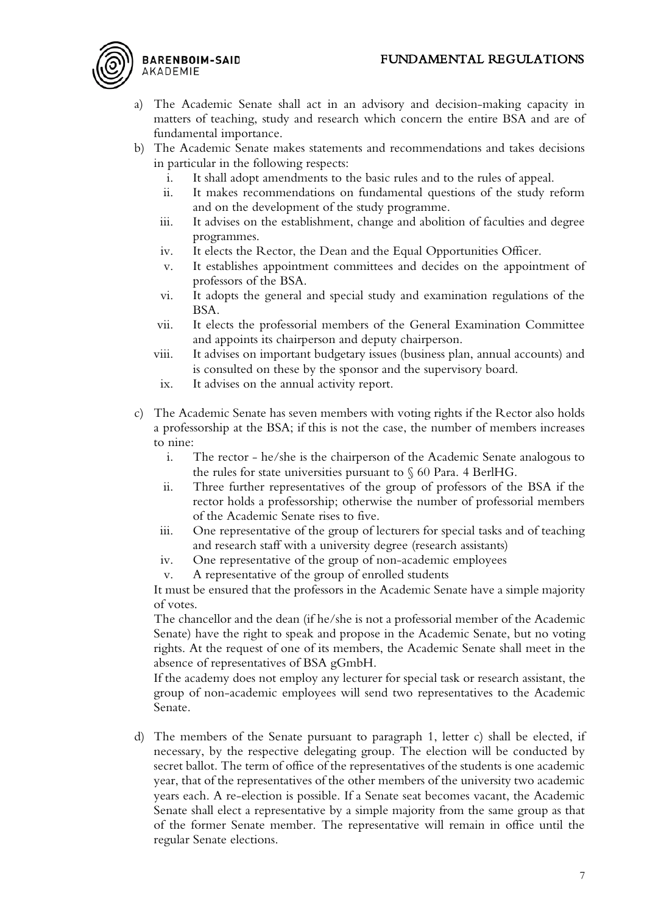a) The Academic Senate shall act in an advisory and decision-making capacity in matters of teaching, study and research which concern the entire BSA and are of fundamental importance.
b) The Academic Senate makes statements and recommendations and takes decisions in particular in the following respects:
   i. It shall adopt amendments to the basic rules and to the rules of appeal.
   ii. It makes recommendations on fundamental questions of the study reform and on the development of the study programme.
   iii. It advises on the establishment, change and abolition of faculties and degree programmes.
   iv. It elects the Rector, the Dean and the Equal Opportunities Officer.
   v. It establishes appointment committees and decides on the appointment of professors of the BSA.
   vi. It adopts the general and special study and examination regulations of the BSA.
   vii. It elects the professorial members of the General Examination Committee and appoints its chairperson and deputy chairperson.
   viii. It advises on important budgetary issues (business plan, annual accounts) and is consulted on these by the sponsor and the supervisory board.
   ix. It advises on the annual activity report.

c) The Academic Senate has seven members with voting rights if the Rector also holds a professorship at the BSA; if this is not the case, the number of members increases to nine:
   i. The rector - he/she is the chairperson of the Academic Senate analogous to the rules for state universities pursuant to § 60 Para. 4 BerlHG.
   ii. Three further representatives of the group of professors of the BSA if the rector holds a professorship; otherwise the number of professorial members of the Academic Senate rises to five.
   iii. One representative of the group of lecturers for special tasks and of teaching and research staff with a university degree (research assistants)
   iv. One representative of the group of non-academic employees
   v. A representative of the group of enrolled students

   It must be ensured that the professors in the Academic Senate have a simple majority of votes.

   The chancellor and the dean (if he/she is not a professorial member of the Academic Senate) have the right to speak and propose in the Academic Senate, but no voting rights. At the request of one of its members, the Academic Senate shall meet in the absence of representatives of BSA gGmbH.

   If the academy does not employ any lecturer for special task or research assistant, the group of non-academic employees will send two representatives to the Academic Senate.

d) The members of the Senate pursuant to paragraph 1, letter c) shall be elected, if necessary, by the respective delegating group. The election will be conducted by secret ballot. The term of office of the representatives of the students is one academic year, that of the representatives of the other members of the university two academic years each. A re-election is possible. If a Senate seat becomes vacant, the Academic Senate shall elect a representative by a simple majority from the same group as that of the former Senate member. The representative will remain in office until the regular Senate elections.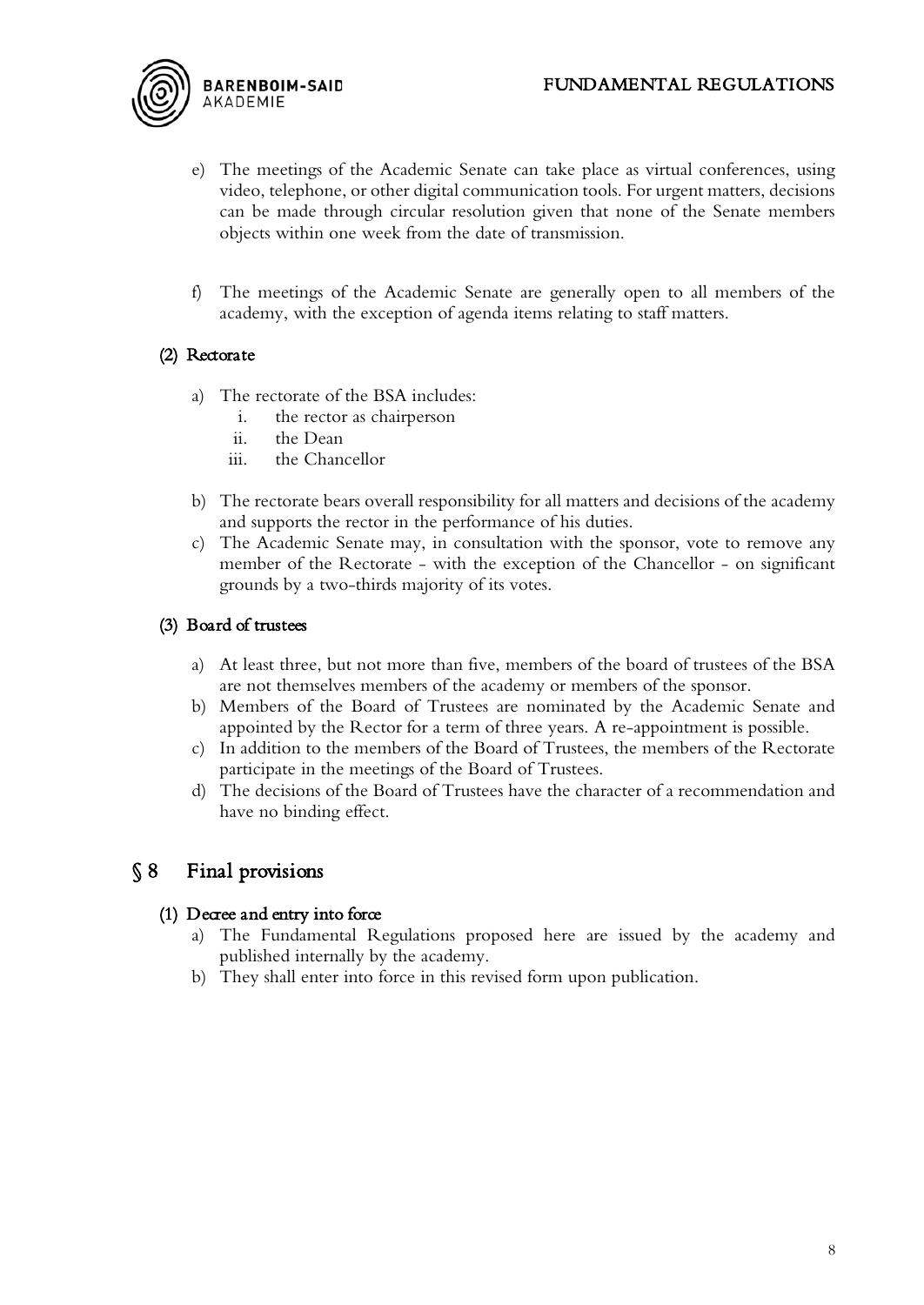e) The meetings of the Academic Senate can take place as virtual conferences, using video, telephone, or other digital communication tools. For urgent matters, decisions can be made through circular resolution given that none of the Senate members objects within one week from the date of transmission.

f) The meetings of the Academic Senate are generally open to all members of the academy, with the exception of agenda items relating to staff matters.

### (2) Rectorate

a) The rectorate of the BSA includes:
   i. the rector as chairperson
   ii. the Dean
   iii. the Chancellor

b) The rectorate bears overall responsibility for all matters and decisions of the academy and supports the rector in the performance of his duties.

c) The Academic Senate may, in consultation with the sponsor, vote to remove any member of the Rectorate - with the exception of the Chancellor - on significant grounds by a two-thirds majority of its votes.

### (3) Board of trustees

a) At least three, but not more than five, members of the board of trustees of the BSA are not themselves members of the academy or members of the sponsor.

b) Members of the Board of Trustees are nominated by the Academic Senate and appointed by the Rector for a term of three years. A re-appointment is possible.

c) In addition to the members of the Board of Trustees, the members of the Rectorate participate in the meetings of the Board of Trustees.

d) The decisions of the Board of Trustees have the character of a recommendation and have no binding effect.

## § 8 Final provisions

### (1) Decree and entry into force

a) The Fundamental Regulations proposed here are issued by the academy and published internally by the academy.

b) They shall enter into force in this revised form upon publication.